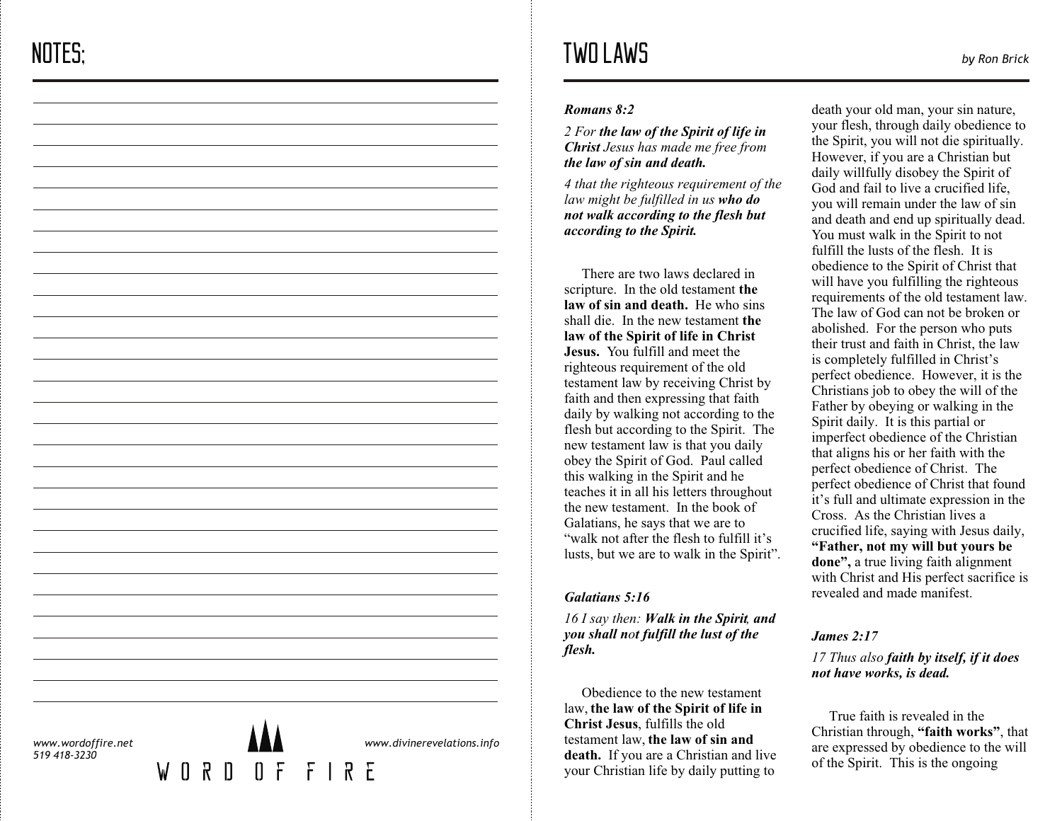# NOTES:

www.wordoffire.net
519 418-3230

WORD OF FIRE

www.divinerevelations.info

# TWO LAWS

*by Ron Brick*

***Romans 8:2***

*2 For **the law of the Spirit of life in Christ** Jesus has made me free from **the law of sin and death.***

*4 that the righteous requirement of the law might be fulfilled in us **who do not walk according to the flesh but according to the Spirit.***

There are two laws declared in scripture. In the old testament **the law of sin and death.** He who sins shall die. In the new testament **the law of the Spirit of life in Christ Jesus.** You fulfill and meet the righteous requirement of the old testament law by receiving Christ by faith and then expressing that faith daily by walking not according to the flesh but according to the Spirit. The new testament law is that you daily obey the Spirit of God. Paul called this walking in the Spirit and he teaches it in all his letters throughout the new testament. In the book of Galatians, he says that we are to "walk not after the flesh to fulfill it's lusts, but we are to walk in the Spirit".

***Galatians 5:16***

*16 I say then: **Walk in the Spirit, and you shall not fulfill the lust of the flesh.***

Obedience to the new testament law, **the law of the Spirit of life in Christ Jesus**, fulfills the old testament law, **the law of sin and death.** If you are a Christian and live your Christian life by daily putting to death your old man, your sin nature, your flesh, through daily obedience to the Spirit, you will not die spiritually. However, if you are a Christian but daily willfully disobey the Spirit of God and fail to live a crucified life, you will remain under the law of sin and death and end up spiritually dead. You must walk in the Spirit to not fulfill the lusts of the flesh. It is obedience to the Spirit of Christ that will have you fulfilling the righteous requirements of the old testament law. The law of God can not be broken or abolished. For the person who puts their trust and faith in Christ, the law is completely fulfilled in Christ's perfect obedience. However, it is the Christians job to obey the will of the Father by obeying or walking in the Spirit daily. It is this partial or imperfect obedience of the Christian that aligns his or her faith with the perfect obedience of Christ. The perfect obedience of Christ that found it's full and ultimate expression in the Cross. As the Christian lives a crucified life, saying with Jesus daily, **"Father, not my will but yours be done",** a true living faith alignment with Christ and His perfect sacrifice is revealed and made manifest.

***James 2:17***

*17 Thus also **faith by itself, if it does not have works, is dead.***

True faith is revealed in the Christian through, **"faith works"**, that are expressed by obedience to the will of the Spirit. This is the ongoing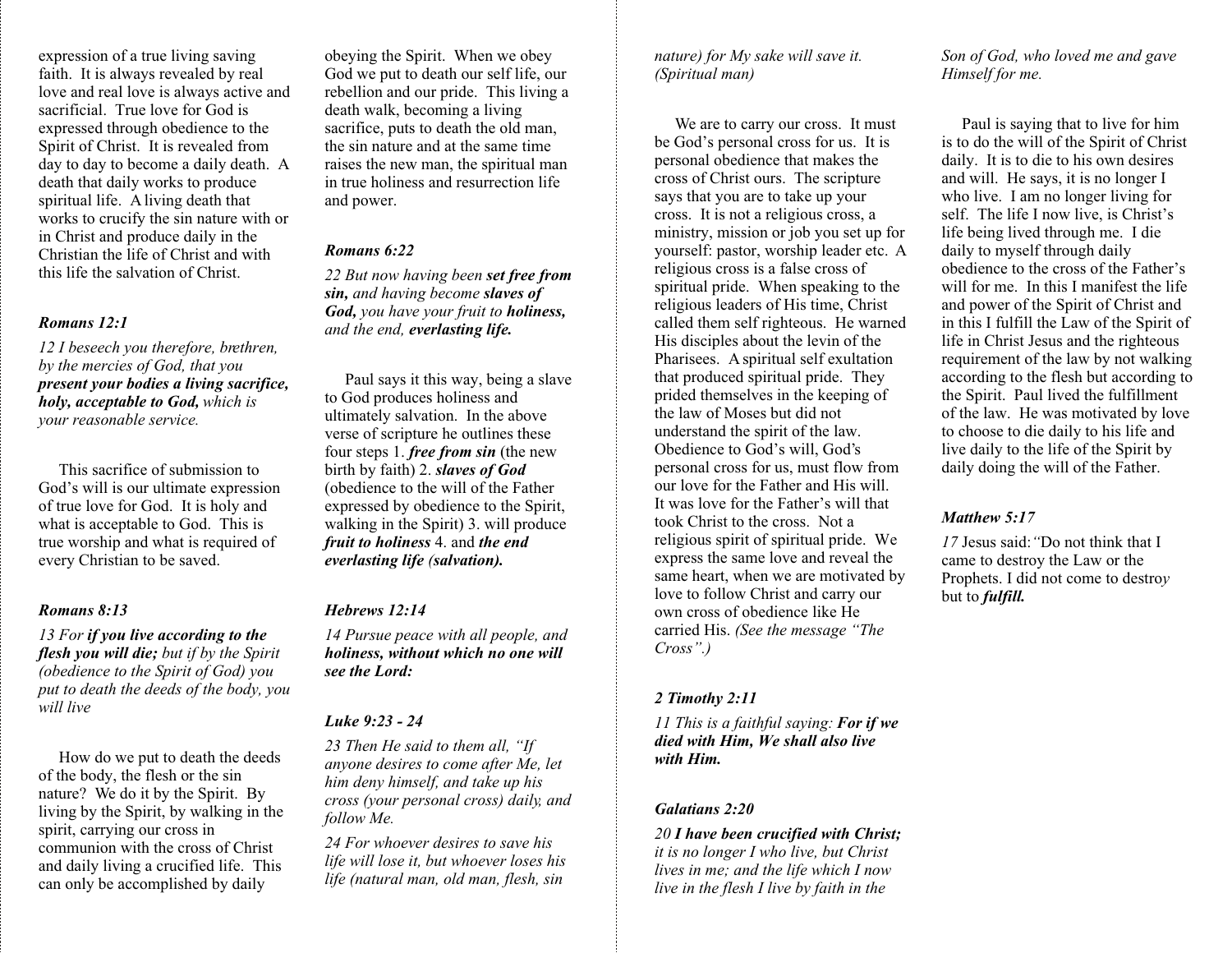expression of a true living saving faith. It is always revealed by real love and real love is always active and sacrificial. True love for God is expressed through obedience to the Spirit of Christ. It is revealed from day to day to become a daily death. A death that daily works to produce spiritual life. A living death that works to crucify the sin nature with or in Christ and produce daily in the Christian the life of Christ and with this life the salvation of Christ.

***Romans 12:1***

*12 I beseech you therefore, brethren, by the mercies of God, that you* ***present your bodies a living sacrifice, holy, acceptable to God,*** *which is your reasonable service.*

This sacrifice of submission to God's will is our ultimate expression of true love for God. It is holy and what is acceptable to God. This is true worship and what is required of every Christian to be saved.

***Romans 8:13***

*13 For* ***if you live according to the flesh you will die;*** *but if by the Spirit (obedience to the Spirit of God) you put to death the deeds of the body, you will live*

How do we put to death the deeds of the body, the flesh or the sin nature? We do it by the Spirit. By living by the Spirit, by walking in the spirit, carrying our cross in communion with the cross of Christ and daily living a crucified life. This can only be accomplished by daily obeying the Spirit. When we obey God we put to death our self life, our rebellion and our pride. This living a death walk, becoming a living sacrifice, puts to death the old man, the sin nature and at the same time raises the new man, the spiritual man in true holiness and resurrection life and power.

***Romans 6:22***

*22 But now having been* ***set free from sin,*** *and having become* ***slaves of God,*** *you have your fruit to* ***holiness,*** *and the end,* ***everlasting life.***

Paul says it this way, being a slave to God produces holiness and ultimately salvation. In the above verse of scripture he outlines these four steps 1. ***free from sin*** (the new birth by faith) 2. ***slaves of God*** (obedience to the will of the Father expressed by obedience to the Spirit, walking in the Spirit) 3. will produce ***fruit to holiness*** 4. and ***the end everlasting life (salvation).***

***Hebrews 12:14***

*14 Pursue peace with all people, and* ***holiness, without which no one will see the Lord:***

***Luke 9:23 - 24***

*23 Then He said to them all, "If anyone desires to come after Me, let him deny himself, and take up his cross (your personal cross) daily, and follow Me.*

*24 For whoever desires to save his life will lose it, but whoever loses his life (natural man, old man, flesh, sin nature) for My sake will save it. (Spiritual man)*

We are to carry our cross. It must be God's personal cross for us. It is personal obedience that makes the cross of Christ ours. The scripture says that you are to take up your cross. It is not a religious cross, a ministry, mission or job you set up for yourself: pastor, worship leader etc. A religious cross is a false cross of spiritual pride. When speaking to the religious leaders of His time, Christ called them self righteous. He warned His disciples about the levin of the Pharisees. A spiritual self exultation that produced spiritual pride. They prided themselves in the keeping of the law of Moses but did not understand the spirit of the law. Obedience to God's will, God's personal cross for us, must flow from our love for the Father and His will. It was love for the Father's will that took Christ to the cross. Not a religious spirit of spiritual pride. We express the same love and reveal the same heart, when we are motivated by love to follow Christ and carry our own cross of obedience like He carried His. *(See the message "The Cross".)*

***2 Timothy 2:11***

*11 This is a faithful saying:* ***For if we died with Him, We shall also live with Him.***

***Galatians 2:20***

*20* ***I have been crucified with Christ;*** *it is no longer I who live, but Christ lives in me; and the life which I now live in the flesh I live by faith in the Son of God, who loved me and gave Himself for me.*

Paul is saying that to live for him is to do the will of the Spirit of Christ daily. It is to die to his own desires and will. He says, it is no longer I who live. I am no longer living for self. The life I now live, is Christ's life being lived through me. I die daily to myself through daily obedience to the cross of the Father's will for me. In this I manifest the life and power of the Spirit of Christ and in this I fulfill the Law of the Spirit of life in Christ Jesus and the righteous requirement of the law by not walking according to the flesh but according to the Spirit. Paul lived the fulfillment of the law. He was motivated by love to choose to die daily to his life and live daily to the life of the Spirit by daily doing the will of the Father.

***Matthew 5:17***

*17* Jesus said:*"Do not think that I came to destroy the Law or the Prophets. I did not come to destroy but to* ***fulfill.***